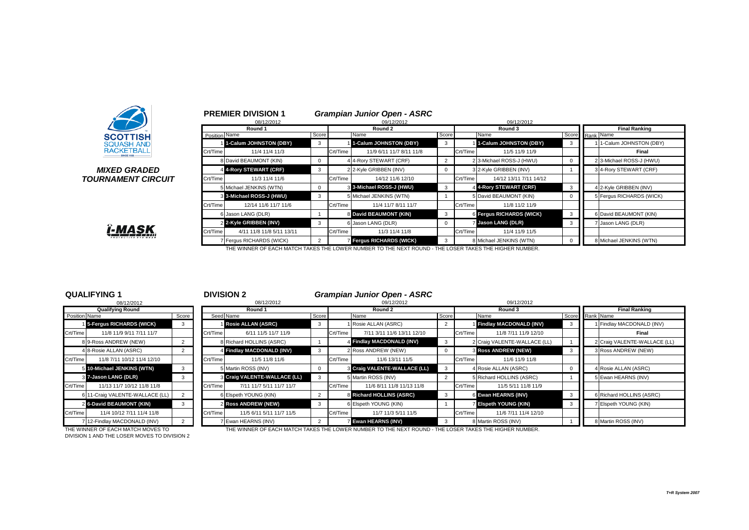SCOTTISH SQUASH AND RACKETBALL

*MIXED GRADED TOURNAMENT CIRCUIT*

## PREMIER DIVISION 1 — *Grampian Junior Open - ASRC*

| Round 1 (08/12/2012) | | | Round 2 (09/12/2012) | | | Round 3 (09/12/2012) | | | Final Ranking | |
|---|---|---|---|---|---|---|---|---|---|---|
| Position | Name | Score | | Name | Score | | Name | Score | Rank | Name |
| 1 | **1-Calum JOHNSTON (DBY)** | 3 | 1 | **1-Calum JOHNSTON (DBY)** | 3 | 1 | **1-Calum JOHNSTON (DBY)** | 3 | 1 | 1-Calum JOHNSTON (DBY) |
| Crt/Time | 11/4 11/4 11/3 | | Crt/Time | 11/9 6/11 11/7 8/11 11/8 | | Crt/Time | 11/5 11/9 11/9 | | | **Final** |
| 8 | David BEAUMONT (KIN) | 0 | 4 | 4-Rory STEWART (CRF) | 2 | 2 | 3-Michael ROSS-J (HWU) | 0 | 2 | 3-Michael ROSS-J (HWU) |
| 4 | **4-Rory STEWART (CRF)** | 3 | 2 | 2-Kyle GRIBBEN (INV) | 0 | 3 | 2-Kyle GRIBBEN (INV) | 1 | 3 | 4-Rory STEWART (CRF) |
| Crt/Time | 11/3 11/4 11/6 | | Crt/Time | 14/12 11/6 12/10 | | Crt/Time | 14/12 13/11 7/11 14/12 | | | |
| 5 | Michael JENKINS (WTN) | 0 | 3 | **3-Michael ROSS-J (HWU)** | 3 | 4 | **4-Rory STEWART (CRF)** | 3 | 4 | 2-Kyle GRIBBEN (INV) |
| 3 | **3-Michael ROSS-J (HWU)** | 3 | 5 | Michael JENKINS (WTN) | 1 | 5 | David BEAUMONT (KIN) | 0 | 5 | Fergus RICHARDS (WICK) |
| Crt/Time | 12/14 11/6 11/7 11/6 | | Crt/Time | 11/4 11/7 8/11 11/7 | | Crt/Time | 11/8 11/2 11/9 | | | |
| 6 | Jason LANG (DLR) | 1 | 8 | **David BEAUMONT (KIN)** | 3 | 6 | **Fergus RICHARDS (WICK)** | 3 | 6 | David BEAUMONT (KIN) |
| 2 | **2-Kyle GRIBBEN (INV)** | 3 | 6 | Jason LANG (DLR) | 0 | 7 | **Jason LANG (DLR)** | 3 | 7 | Jason LANG (DLR) |
| Crt/Time | 4/11 11/8 11/8 5/11 13/11 | | Crt/Time | 11/3 11/4 11/8 | | Crt/Time | 11/4 11/9 11/5 | | | |
| 7 | Fergus RICHARDS (WICK) | 2 | 7 | **Fergus RICHARDS (WICK)** | 3 | 8 | Michael JENKINS (WTN) | 0 | 8 | Michael JENKINS (WTN) |

THE WINNER OF EACH MATCH TAKES THE LOWER NUMBER TO THE NEXT ROUND - THE LOSER TAKES THE HIGHER NUMBER.

## QUALIFYING 1

08/12/2012

| Qualifying Round | | |
|---|---|---|
| Position | Name | Score |
| 1 | **5-Fergus RICHARDS (WICK)** | 3 |
| Crt/Time | 11/8 11/9 9/11 7/11 11/7 | |
| 8 | 9-Ross ANDREW (NEW) | 2 |
| 4 | 8-Rosie ALLAN (ASRC) | 2 |
| Crt/Time | 11/8 7/11 10/12 11/4 12/10 | |
| 5 | **10-Michael JENKINS (WTN)** | 3 |
| 3 | **7-Jason LANG (DLR)** | 3 |
| Crt/Time | 11/13 11/7 10/12 11/8 11/8 | |
| 6 | 11-Craig VALENTE-WALLACE (LL) | 2 |
| 2 | **6-David BEAUMONT (KIN)** | 3 |
| Crt/Time | 11/4 10/12 7/11 11/4 11/8 | |
| 7 | 12-Findlay MACDONALD (INV) | 2 |

THE WINNER OF EACH MATCH MOVES TO DIVISION 1 AND THE LOSER MOVES TO DIVISION 2

## DIVISION 2 — *Grampian Junior Open - ASRC*

| Round 1 (08/12/2012) | | | Round 2 (09/12/2012) | | | Round 3 (09/12/2012) | | | Final Ranking | |
|---|---|---|---|---|---|---|---|---|---|---|
| Seed | Name | Score | | Name | Score | | Name | Score | Rank | Name |
| 1 | **Rosie ALLAN (ASRC)** | 3 | 1 | Rosie ALLAN (ASRC) | 2 | 1 | **Findlay MACDONALD (INV)** | 3 | 1 | Findlay MACDONALD (INV) |
| Crt/Time | 6/11 11/5 11/7 11/9 | | Crt/Time | 7/11 3/11 11/6 13/11 12/10 | | Crt/Time | 11/8 7/11 11/9 12/10 | | | **Final** |
| 8 | Richard HOLLINS (ASRC) | 1 | 4 | **Findlay MACDONALD (INV)** | 3 | 2 | Craig VALENTE-WALLACE (LL) | 1 | 2 | Craig VALENTE-WALLACE (LL) |
| 4 | **Findlay MACDONALD (INV)** | 3 | 2 | Ross ANDREW (NEW) | 0 | 3 | **Ross ANDREW (NEW)** | 3 | 3 | Ross ANDREW (NEW) |
| Crt/Time | 11/5 11/8 11/6 | | Crt/Time | 11/6 13/11 11/5 | | Crt/Time | 11/6 11/9 11/8 | | | |
| 5 | Martin ROSS (INV) | 0 | 3 | **Craig VALENTE-WALLACE (LL)** | 3 | 4 | Rosie ALLAN (ASRC) | 0 | 4 | Rosie ALLAN (ASRC) |
| 3 | **Craig VALENTE-WALLACE (LL)** | 3 | 5 | Martin ROSS (INV) | 2 | 5 | Richard HOLLINS (ASRC) | 1 | 5 | Ewan HEARNS (INV) |
| Crt/Time | 7/11 11/7 5/11 11/7 11/7 | | Crt/Time | 11/6 8/11 11/8 11/13 11/8 | | Crt/Time | 11/5 5/11 11/8 11/9 | | | |
| 6 | Elspeth YOUNG (KIN) | 2 | 8 | **Richard HOLLINS (ASRC)** | 3 | 6 | **Ewan HEARNS (INV)** | 3 | 6 | Richard HOLLINS (ASRC) |
| 2 | **Ross ANDREW (NEW)** | 3 | 6 | Elspeth YOUNG (KIN) | 1 | 7 | **Elspeth YOUNG (KIN)** | 3 | 7 | Elspeth YOUNG (KIN) |
| Crt/Time | 11/5 6/11 5/11 11/7 11/5 | | Crt/Time | 11/7 11/3 5/11 11/5 | | Crt/Time | 11/6 7/11 11/4 12/10 | | | |
| 7 | Ewan HEARNS (INV) | 2 | 7 | **Ewan HEARNS (INV)** | 3 | 8 | Martin ROSS (INV) | 1 | 8 | Martin ROSS (INV) |

THE WINNER OF EACH MATCH TAKES THE LOWER NUMBER TO THE NEXT ROUND - THE LOSER TAKES THE HIGHER NUMBER.

*T+R System 2007*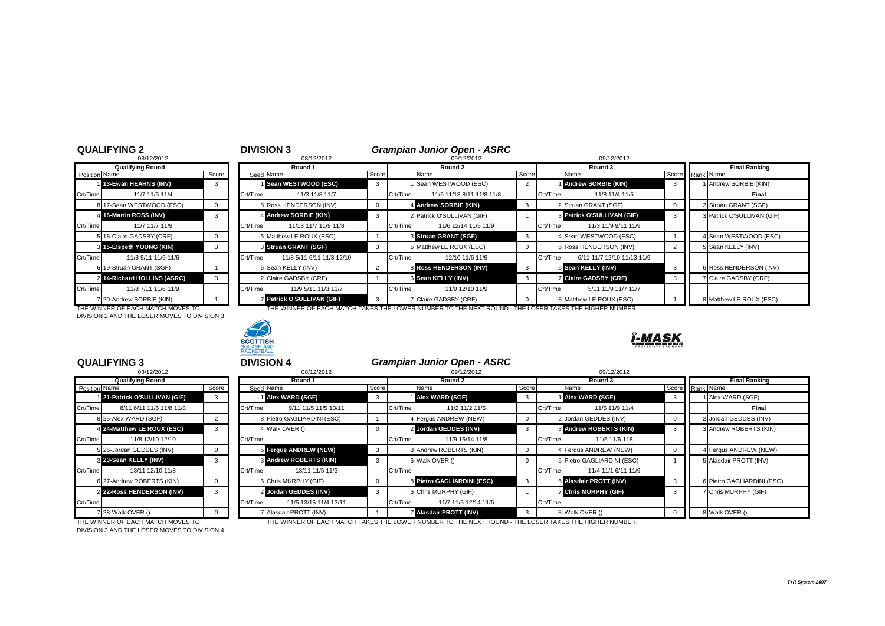## QUALIFYING 2

08/12/2012

| Position | Qualifying Round Name | Score |
|---|---|---|
| 1 | 13-Ewan HEARNS (INV) | 3 |
| Crt/Time | 11/7 11/5 11/4 | |
| 8 | 17-Sean WESTWOOD (ESC) | 0 |
| 4 | 16-Martin ROSS (INV) | 3 |
| Crt/Time | 11/7 11/7 11/9 | |
| 5 | 18-Claire GADSBY (CRF) | 0 |
| 3 | 15-Elspeth YOUNG (KIN) | 3 |
| Crt/Time | 11/8 9/11 11/9 11/6 | |
| 6 | 19-Struan GRANT (SGF) | 1 |
| 2 | 14-Richard HOLLINS (ASRC) | 3 |
| Crt/Time | 11/8 7/11 11/6 11/9 | |
| 7 | 20-Andrew SORBIE (KIN) | 1 |

THE WINNER OF EACH MATCH MOVES TO DIVISION 2 AND THE LOSER MOVES TO DIVISION 3

## DIVISION 3

### Grampian Junior Open - ASRC

| Seed | Round 1 (08/12/2012) Name | Score | | Round 2 (09/12/2012) Name | Score | | Round 3 (09/12/2012) Name | Score | Rank | Final Ranking Name |
|---|---|---|---|---|---|---|---|---|---|---|
| 1 | Sean WESTWOOD (ESC) | 3 | 1 | Sean WESTWOOD (ESC) | 2 | 1 | Andrew SORBIE (KIN) | 3 | 1 | Andrew SORBIE (KIN) |
| Crt/Time | 11/3 11/8 11/7 | | Crt/Time | 11/6 11/13 8/11 11/8 11/8 | | Crt/Time | 11/8 11/4 11/5 | | | Final |
| 8 | Ross HENDERSON (INV) | 0 | 4 | Andrew SORBIE (KIN) | 3 | 2 | Struan GRANT (SGF) | 0 | 2 | Struan GRANT (SGF) |
| 4 | Andrew SORBIE (KIN) | 3 | 2 | Patrick O'SULLIVAN (GIF) | 1 | 3 | Patrick O'SULLIVAN (GIF) | 3 | 3 | Patrick O'SULLIVAN (GIF) |
| Crt/Time | 11/13 11/7 11/9 11/8 | | Crt/Time | 11/6 12/14 11/5 11/9 | | Crt/Time | 11/3 11/9 9/11 11/9 | | | |
| 5 | Matthew LE ROUX (ESC) | 1 | 3 | Struan GRANT (SGF) | 3 | 4 | Sean WESTWOOD (ESC) | 1 | 4 | Sean WESTWOOD (ESC) |
| 3 | Struan GRANT (SGF) | 3 | 5 | Matthew LE ROUX (ESC) | 0 | 5 | Ross HENDERSON (INV) | 2 | 5 | Sean KELLY (INV) |
| Crt/Time | 11/8 5/11 6/11 11/3 12/10 | | Crt/Time | 12/10 11/6 11/9 | | Crt/Time | 6/11 11/7 12/10 11/13 11/9 | | | |
| 6 | Sean KELLY (INV) | 2 | 8 | Ross HENDERSON (INV) | 3 | 6 | Sean KELLY (INV) | 3 | 6 | Ross HENDERSON (INV) |
| 2 | Claire GADSBY (CRF) | 1 | 6 | Sean KELLY (INV) | 3 | 7 | Claire GADSBY (CRF) | 3 | 7 | Claire GADSBY (CRF) |
| Crt/Time | 11/9 5/11 11/3 11/7 | | Crt/Time | 11/9 12/10 11/9 | | Crt/Time | 5/11 11/9 11/7 11/7 | | | |
| 7 | Patrick O'SULLIVAN (GIF) | 3 | 7 | Claire GADSBY (CRF) | 0 | 8 | Matthew LE ROUX (ESC) | 1 | 8 | Matthew LE ROUX (ESC) |

THE WINNER OF EACH MATCH TAKES THE LOWER NUMBER TO THE NEXT ROUND - THE LOSER TAKES THE HIGHER NUMBER.

## QUALIFYING 3

08/12/2012

| Position | Qualifying Round Name | Score |
|---|---|---|
| 1 | 21-Patrick O'SULLIVAN (GIF) | 3 |
| Crt/Time | 8/11 6/11 11/6 11/8 11/8 | |
| 8 | 25-Alex WARD (SGF) | 2 |
| 4 | 24-Matthew LE ROUX (ESC) | 3 |
| Crt/Time | 11/8 12/10 12/10 | |
| 5 | 26-Jordan GEDDES (INV) | 0 |
| 3 | 23-Sean KELLY (INV) | 3 |
| Crt/Time | 13/11 12/10 11/8 | |
| 6 | 27-Andrew ROBERTS (KIN) | 0 |
| 2 | 22-Ross HENDERSON (INV) | 3 |
| Crt/Time | | |
| 7 | 28-Walk OVER () | 0 |

THE WINNER OF EACH MATCH MOVES TO DIVISION 3 AND THE LOSER MOVES TO DIVISION 4

## DIVISION 4

### Grampian Junior Open - ASRC

| Seed | Round 1 (08/12/2012) Name | Score | | Round 2 (09/12/2012) Name | Score | | Round 3 (09/12/2012) Name | Score | Rank | Final Ranking Name |
|---|---|---|---|---|---|---|---|---|---|---|
| 1 | Alex WARD (SGF) | 3 | 1 | Alex WARD (SGF) | 3 | 1 | Alex WARD (SGF) | 3 | 1 | Alex WARD (SGF) |
| Crt/Time | 9/11 11/5 11/5 13/11 | | Crt/Time | 11/2 11/2 11/5 | | Crt/Time | 11/5 11/9 11/4 | | | Final |
| 8 | Pietro GAGLIARDINI (ESC) | 1 | 4 | Fergus ANDREW (NEW) | 0 | 2 | Jordan GEDDES (INV) | 0 | 2 | Jordan GEDDES (INV) |
| 4 | Walk OVER () | 0 | 2 | Jordan GEDDES (INV) | 3 | 3 | Andrew ROBERTS (KIN) | 3 | 3 | Andrew ROBERTS (KIN) |
| Crt/Time | | | Crt/Time | 11/9 16/14 11/8 | | Crt/Time | 11/5 11/6 118 | | | |
| 5 | Fergus ANDREW (NEW) | 3 | 3 | Andrew ROBERTS (KIN) | 0 | 4 | Fergus ANDREW (NEW) | 0 | 4 | Fergus ANDREW (NEW) |
| 3 | Andrew ROBERTS (KIN) | 3 | 5 | Walk OVER () | 0 | 5 | Pietro GAGLIARDINI (ESC) | 1 | 5 | Alasdair PROTT (INV) |
| Crt/Time | 13/11 11/5 11/3 | | Crt/Time | | | Crt/Time | 11/4 11/1 6/11 11/9 | | | |
| 6 | Chris MURPHY (GIF) | 0 | 8 | Pietro GAGLIARDINI (ESC) | 3 | 6 | Alasdair PROTT (INV) | 3 | 6 | Pietro GAGLIARDINI (ESC) |
| 2 | Jordan GEDDES (INV) | 3 | 6 | Chris MURPHY (GIF) | 1 | 7 | Chris MURPHY (GIF) | 3 | 7 | Chris MURPHY (GIF) |
| Crt/Time | 11/5 13/15 11/4 13/11 | | Crt/Time | 11/7 11/5 12/14 11/6 | | Crt/Time | | | | |
| 7 | Alasdair PROTT (INV) | 1 | 7 | Alasdair PROTT (INV) | 3 | 8 | Walk OVER () | 0 | 8 | Walk OVER () |

THE WINNER OF EACH MATCH TAKES THE LOWER NUMBER TO THE NEXT ROUND - THE LOSER TAKES THE HIGHER NUMBER.

T+R System 2007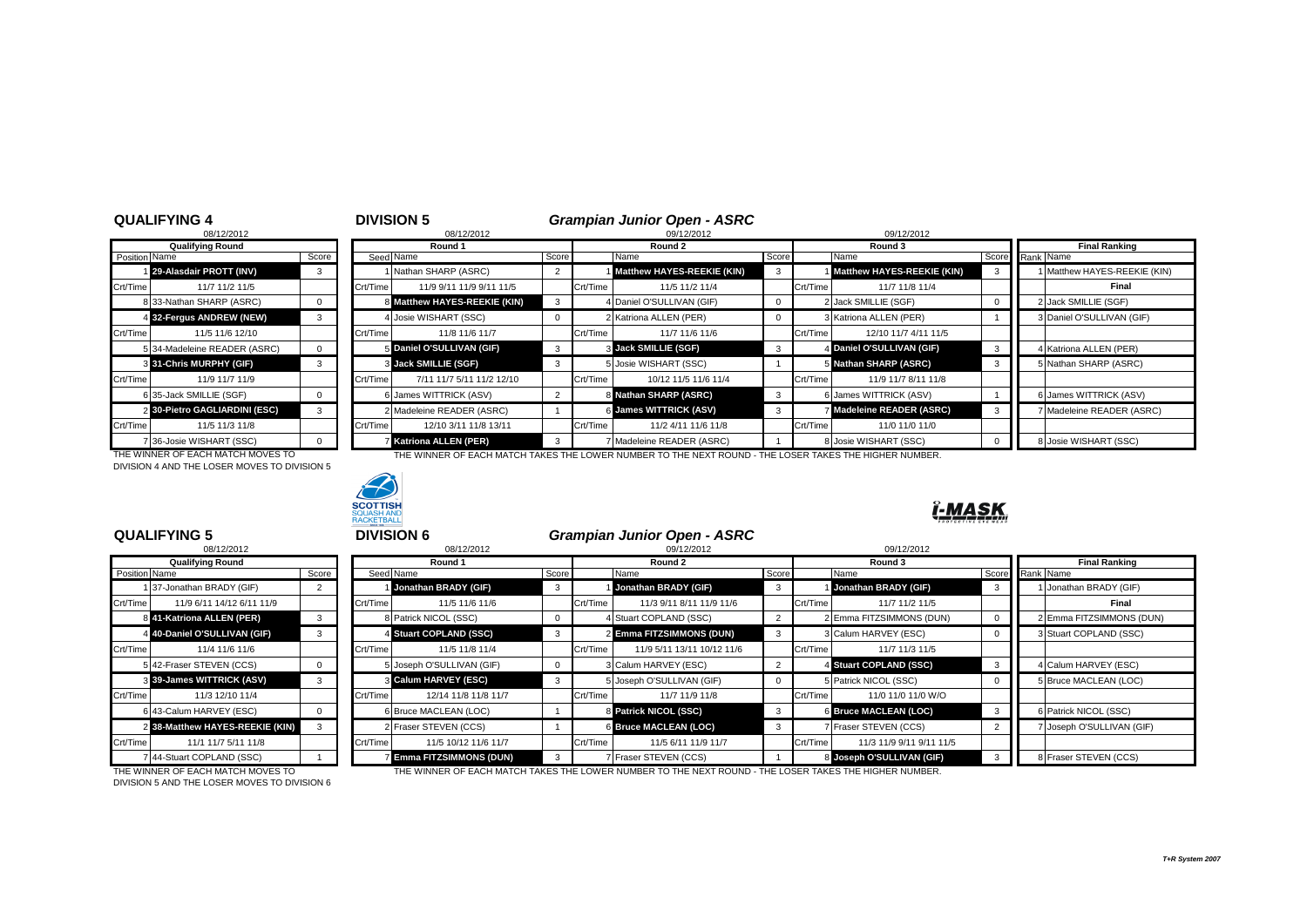## QUALIFYING 4

08/12/2012

| Position | Qualifying Round | Score |
|---|---|---|
| 1 | **29-Alasdair PROTT (INV)** | 3 |
| Crt/Time | 11/7 11/2 11/5 | |
| 8 | 33-Nathan SHARP (ASRC) | 0 |
| 4 | **32-Fergus ANDREW (NEW)** | 3 |
| Crt/Time | 11/5 11/6 12/10 | |
| 5 | 34-Madeleine READER (ASRC) | 0 |
| 3 | **31-Chris MURPHY (GIF)** | 3 |
| Crt/Time | 11/9 11/7 11/9 | |
| 6 | 35-Jack SMILLIE (SGF) | 0 |
| 2 | **30-Pietro GAGLIARDINI (ESC)** | 3 |
| Crt/Time | 11/5 11/3 11/8 | |
| 7 | 36-Josie WISHART (SSC) | 0 |

THE WINNER OF EACH MATCH MOVES TO DIVISION 4 AND THE LOSER MOVES TO DIVISION 5

## DIVISION 5

### *Grampian Junior Open - ASRC*

| Seed | Round 1 (08/12/2012) | Score | | Round 2 (09/12/2012) | Score | | Round 3 (09/12/2012) | Score | Rank | Final Ranking |
|---|---|---|---|---|---|---|---|---|---|---|
| 1 | Nathan SHARP (ASRC) | 2 | 1 | **Matthew HAYES-REEKIE (KIN)** | 3 | 1 | **Matthew HAYES-REEKIE (KIN)** | 3 | 1 | Matthew HAYES-REEKIE (KIN) |
| Crt/Time | 11/9 9/11 11/9 9/11 11/5 | | Crt/Time | 11/5 11/2 11/4 | | Crt/Time | 11/7 11/8 11/4 | | | **Final** |
| 8 | **Matthew HAYES-REEKIE (KIN)** | 3 | 4 | Daniel O'SULLIVAN (GIF) | 0 | 2 | Jack SMILLIE (SGF) | 0 | 2 | Jack SMILLIE (SGF) |
| 4 | Josie WISHART (SSC) | 0 | 2 | Katriona ALLEN (PER) | 0 | 3 | Katriona ALLEN (PER) | 1 | 3 | Daniel O'SULLIVAN (GIF) |
| Crt/Time | 11/8 11/6 11/7 | | Crt/Time | 11/7 11/6 11/6 | | Crt/Time | 12/10 11/7 4/11 11/5 | | | |
| 5 | **Daniel O'SULLIVAN (GIF)** | 3 | 3 | **Jack SMILLIE (SGF)** | 3 | 4 | **Daniel O'SULLIVAN (GIF)** | 3 | 4 | Katriona ALLEN (PER) |
| 3 | **Jack SMILLIE (SGF)** | 3 | 5 | Josie WISHART (SSC) | 1 | 5 | **Nathan SHARP (ASRC)** | 3 | 5 | Nathan SHARP (ASRC) |
| Crt/Time | 7/11 11/7 5/11 11/2 12/10 | | Crt/Time | 10/12 11/5 11/6 11/4 | | Crt/Time | 11/9 11/7 8/11 11/8 | | | |
| 6 | James WITTRICK (ASV) | 2 | 8 | **Nathan SHARP (ASRC)** | 3 | 6 | James WITTRICK (ASV) | 1 | 6 | James WITTRICK (ASV) |
| 2 | Madeleine READER (ASRC) | 1 | 6 | **James WITTRICK (ASV)** | 3 | 7 | **Madeleine READER (ASRC)** | 3 | 7 | Madeleine READER (ASRC) |
| Crt/Time | 12/10 3/11 11/8 13/11 | | Crt/Time | 11/2 4/11 11/6 11/8 | | Crt/Time | 11/0 11/0 11/0 | | | |
| 7 | **Katriona ALLEN (PER)** | 3 | 7 | Madeleine READER (ASRC) | 1 | 8 | Josie WISHART (SSC) | 0 | 8 | Josie WISHART (SSC) |

THE WINNER OF EACH MATCH TAKES THE LOWER NUMBER TO THE NEXT ROUND - THE LOSER TAKES THE HIGHER NUMBER.

## QUALIFYING 5

08/12/2012

| Position | Qualifying Round | Score |
|---|---|---|
| 1 | 37-Jonathan BRADY (GIF) | 2 |
| Crt/Time | 11/9 6/11 14/12 6/11 11/9 | |
| 8 | **41-Katriona ALLEN (PER)** | 3 |
| 4 | **40-Daniel O'SULLIVAN (GIF)** | 3 |
| Crt/Time | 11/4 11/6 11/6 | |
| 5 | 42-Fraser STEVEN (CCS) | 0 |
| 3 | **39-James WITTRICK (ASV)** | 3 |
| Crt/Time | 11/3 12/10 11/4 | |
| 6 | 43-Calum HARVEY (ESC) | 0 |
| 2 | **38-Matthew HAYES-REEKIE (KIN)** | 3 |
| Crt/Time | 11/1 11/7 5/11 11/8 | |
| 7 | 44-Stuart COPLAND (SSC) | 1 |

THE WINNER OF EACH MATCH MOVES TO DIVISION 5 AND THE LOSER MOVES TO DIVISION 6

## DIVISION 6

### *Grampian Junior Open - ASRC*

| Seed | Round 1 (08/12/2012) | Score | | Round 2 (09/12/2012) | Score | | Round 3 (09/12/2012) | Score | Rank | Final Ranking |
|---|---|---|---|---|---|---|---|---|---|---|
| 1 | **Jonathan BRADY (GIF)** | 3 | 1 | **Jonathan BRADY (GIF)** | 3 | 1 | **Jonathan BRADY (GIF)** | 3 | 1 | Jonathan BRADY (GIF) |
| Crt/Time | 11/5 11/6 11/6 | | Crt/Time | 11/3 9/11 8/11 11/9 11/6 | | Crt/Time | 11/7 11/2 11/5 | | | **Final** |
| 8 | Patrick NICOL (SSC) | 0 | 4 | Stuart COPLAND (SSC) | 2 | 2 | Emma FITZSIMMONS (DUN) | 0 | 2 | Emma FITZSIMMONS (DUN) |
| 4 | **Stuart COPLAND (SSC)** | 3 | 2 | **Emma FITZSIMMONS (DUN)** | 3 | 3 | Calum HARVEY (ESC) | 0 | 3 | Stuart COPLAND (SSC) |
| Crt/Time | 11/5 11/8 11/4 | | Crt/Time | 11/9 5/11 13/11 10/12 11/6 | | Crt/Time | 11/7 11/3 11/5 | | | |
| 5 | Joseph O'SULLIVAN (GIF) | 0 | 3 | Calum HARVEY (ESC) | 2 | 4 | **Stuart COPLAND (SSC)** | 3 | 4 | Calum HARVEY (ESC) |
| 3 | **Calum HARVEY (ESC)** | 3 | 5 | Joseph O'SULLIVAN (GIF) | 0 | 5 | Patrick NICOL (SSC) | 0 | 5 | Bruce MACLEAN (LOC) |
| Crt/Time | 12/14 11/8 11/8 11/7 | | Crt/Time | 11/7 11/9 11/8 | | Crt/Time | 11/0 11/0 11/0 W/O | | | |
| 6 | Bruce MACLEAN (LOC) | 1 | 8 | **Patrick NICOL (SSC)** | 3 | 6 | **Bruce MACLEAN (LOC)** | 3 | 6 | Patrick NICOL (SSC) |
| 2 | Fraser STEVEN (CCS) | 1 | 6 | **Bruce MACLEAN (LOC)** | 3 | 7 | Fraser STEVEN (CCS) | 2 | 7 | Joseph O'SULLIVAN (GIF) |
| Crt/Time | 11/5 10/12 11/6 11/7 | | Crt/Time | 11/5 6/11 11/9 11/7 | | Crt/Time | 11/3 11/9 9/11 9/11 11/5 | | | |
| 7 | **Emma FITZSIMMONS (DUN)** | 3 | 7 | Fraser STEVEN (CCS) | 1 | 8 | **Joseph O'SULLIVAN (GIF)** | 3 | 8 | Fraser STEVEN (CCS) |

THE WINNER OF EACH MATCH TAKES THE LOWER NUMBER TO THE NEXT ROUND - THE LOSER TAKES THE HIGHER NUMBER.

*T+R System 2007*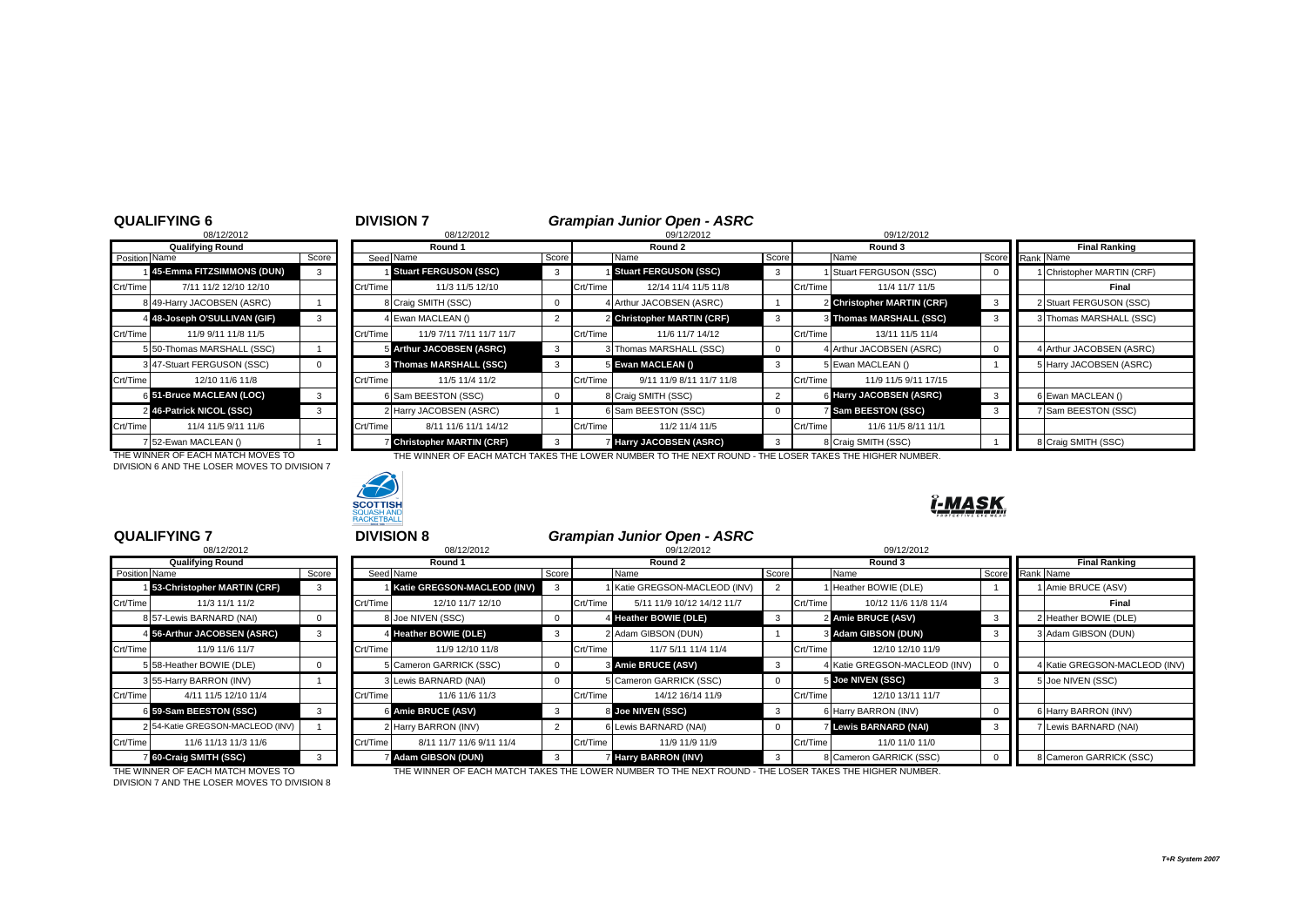## QUALIFYING 6

08/12/2012

| Position | Name | Score |
|---|---|---|
| | **Qualifying Round** | |
| 1 | **45-Emma FITZSIMMONS (DUN)** | 3 |
| Crt/Time | 7/11 11/2 12/10 12/10 | |
| 8 | 49-Harry JACOBSEN (ASRC) | 1 |
| 4 | **48-Joseph O'SULLIVAN (GIF)** | 3 |
| Crt/Time | 11/9 9/11 11/8 11/5 | |
| 5 | 50-Thomas MARSHALL (SSC) | 1 |
| 3 | 47-Stuart FERGUSON (SSC) | 0 |
| Crt/Time | 12/10 11/6 11/8 | |
| 6 | **51-Bruce MACLEAN (LOC)** | 3 |
| 2 | **46-Patrick NICOL (SSC)** | 3 |
| Crt/Time | 11/4 11/5 9/11 11/6 | |
| 7 | 52-Ewan MACLEAN () | 1 |

THE WINNER OF EACH MATCH MOVES TO DIVISION 6 AND THE LOSER MOVES TO DIVISION 7

## DIVISION 7

### *Grampian Junior Open - ASRC*

| Seed | Round 1 (08/12/2012) | Score | | Round 2 (09/12/2012) | Score | | Round 3 (09/12/2012) | Score |
|---|---|---|---|---|---|---|---|---|
| 1 | **Stuart FERGUSON (SSC)** | 3 | 1 | **Stuart FERGUSON (SSC)** | 3 | 1 | Stuart FERGUSON (SSC) | 0 |
| Crt/Time | 11/3 11/5 12/10 | | Crt/Time | 12/14 11/4 11/5 11/8 | | Crt/Time | 11/4 11/7 11/5 | |
| 8 | Craig SMITH (SSC) | 0 | 4 | Arthur JACOBSEN (ASRC) | 1 | 2 | **Christopher MARTIN (CRF)** | 3 |
| 4 | Ewan MACLEAN () | 2 | 2 | **Christopher MARTIN (CRF)** | 3 | 3 | **Thomas MARSHALL (SSC)** | 3 |
| Crt/Time | 11/9 7/11 7/11 11/7 11/7 | | Crt/Time | 11/6 11/7 14/12 | | Crt/Time | 13/11 11/5 11/4 | |
| 5 | **Arthur JACOBSEN (ASRC)** | 3 | 3 | Thomas MARSHALL (SSC) | 0 | 4 | Arthur JACOBSEN (ASRC) | 0 |
| 3 | **Thomas MARSHALL (SSC)** | 3 | 5 | **Ewan MACLEAN ()** | 3 | 5 | Ewan MACLEAN () | 1 |
| Crt/Time | 11/5 11/4 11/2 | | Crt/Time | 9/11 11/9 8/11 11/7 11/8 | | Crt/Time | 11/9 11/5 9/11 17/15 | |
| 6 | Sam BEESTON (SSC) | 0 | 8 | Craig SMITH (SSC) | 2 | 6 | **Harry JACOBSEN (ASRC)** | 3 |
| 2 | Harry JACOBSEN (ASRC) | 1 | 6 | Sam BEESTON (SSC) | 0 | 7 | **Sam BEESTON (SSC)** | 3 |
| Crt/Time | 8/11 11/6 11/1 14/12 | | Crt/Time | 11/2 11/4 11/5 | | Crt/Time | 11/6 11/5 8/11 11/1 | |
| 7 | **Christopher MARTIN (CRF)** | 3 | 7 | **Harry JACOBSEN (ASRC)** | 3 | 8 | Craig SMITH (SSC) | 1 |

| Rank | Final Ranking |
|---|---|
| 1 | Christopher MARTIN (CRF) |
| | **Final** |
| 2 | Stuart FERGUSON (SSC) |
| 3 | Thomas MARSHALL (SSC) |
| 4 | Arthur JACOBSEN (ASRC) |
| 5 | Harry JACOBSEN (ASRC) |
| 6 | Ewan MACLEAN () |
| 7 | Sam BEESTON (SSC) |
| 8 | Craig SMITH (SSC) |

THE WINNER OF EACH MATCH TAKES THE LOWER NUMBER TO THE NEXT ROUND - THE LOSER TAKES THE HIGHER NUMBER.

## QUALIFYING 7

08/12/2012

| Position | Name | Score |
|---|---|---|
| | **Qualifying Round** | |
| 1 | **53-Christopher MARTIN (CRF)** | 3 |
| Crt/Time | 11/3 11/1 11/2 | |
| 8 | 57-Lewis BARNARD (NAI) | 0 |
| 4 | **56-Arthur JACOBSEN (ASRC)** | 3 |
| Crt/Time | 11/9 11/6 11/7 | |
| 5 | 58-Heather BOWIE (DLE) | 0 |
| 3 | 55-Harry BARRON (INV) | 1 |
| Crt/Time | 4/11 11/5 12/10 11/4 | |
| 6 | **59-Sam BEESTON (SSC)** | 3 |
| 2 | 54-Katie GREGSON-MACLEOD (INV) | 1 |
| Crt/Time | 11/6 11/13 11/3 11/6 | |
| 7 | **60-Craig SMITH (SSC)** | 3 |

THE WINNER OF EACH MATCH MOVES TO DIVISION 7 AND THE LOSER MOVES TO DIVISION 8

## DIVISION 8

### *Grampian Junior Open - ASRC*

| Seed | Round 1 (08/12/2012) | Score | | Round 2 (09/12/2012) | Score | | Round 3 (09/12/2012) | Score |
|---|---|---|---|---|---|---|---|---|
| 1 | **Katie GREGSON-MACLEOD (INV)** | 3 | 1 | Katie GREGSON-MACLEOD (INV) | 2 | 1 | Heather BOWIE (DLE) | 1 |
| Crt/Time | 12/10 11/7 12/10 | | Crt/Time | 5/11 11/9 10/12 14/12 11/7 | | Crt/Time | 10/12 11/6 11/8 11/4 | |
| 8 | Joe NIVEN (SSC) | 0 | 4 | **Heather BOWIE (DLE)** | 3 | 2 | **Amie BRUCE (ASV)** | 3 |
| 4 | **Heather BOWIE (DLE)** | 3 | 2 | Adam GIBSON (DUN) | 1 | 3 | **Adam GIBSON (DUN)** | 3 |
| Crt/Time | 11/9 12/10 11/8 | | Crt/Time | 11/7 5/11 11/4 11/4 | | Crt/Time | 12/10 12/10 11/9 | |
| 5 | Cameron GARRICK (SSC) | 0 | 3 | **Amie BRUCE (ASV)** | 3 | 4 | Katie GREGSON-MACLEOD (INV) | 0 |
| 3 | Lewis BARNARD (NAI) | 0 | 5 | Cameron GARRICK (SSC) | 0 | 5 | **Joe NIVEN (SSC)** | 3 |
| Crt/Time | 11/6 11/6 11/3 | | Crt/Time | 14/12 16/14 11/9 | | Crt/Time | 12/10 13/11 11/7 | |
| 6 | **Amie BRUCE (ASV)** | 3 | 8 | **Joe NIVEN (SSC)** | 3 | 6 | Harry BARRON (INV) | 0 |
| 2 | Harry BARRON (INV) | 2 | 6 | Lewis BARNARD (NAI) | 0 | 7 | **Lewis BARNARD (NAI)** | 3 |
| Crt/Time | 8/11 11/7 11/6 9/11 11/4 | | Crt/Time | 11/9 11/9 11/9 | | Crt/Time | 11/0 11/0 11/0 | |
| 7 | **Adam GIBSON (DUN)** | 3 | 7 | **Harry BARRON (INV)** | 3 | 8 | Cameron GARRICK (SSC) | 0 |

| Rank | Final Ranking |
|---|---|
| 1 | Amie BRUCE (ASV) |
| | **Final** |
| 2 | Heather BOWIE (DLE) |
| 3 | Adam GIBSON (DUN) |
| 4 | Katie GREGSON-MACLEOD (INV) |
| 5 | Joe NIVEN (SSC) |
| 6 | Harry BARRON (INV) |
| 7 | Lewis BARNARD (NAI) |
| 8 | Cameron GARRICK (SSC) |

THE WINNER OF EACH MATCH TAKES THE LOWER NUMBER TO THE NEXT ROUND - THE LOSER TAKES THE HIGHER NUMBER.

*T+R System 2007*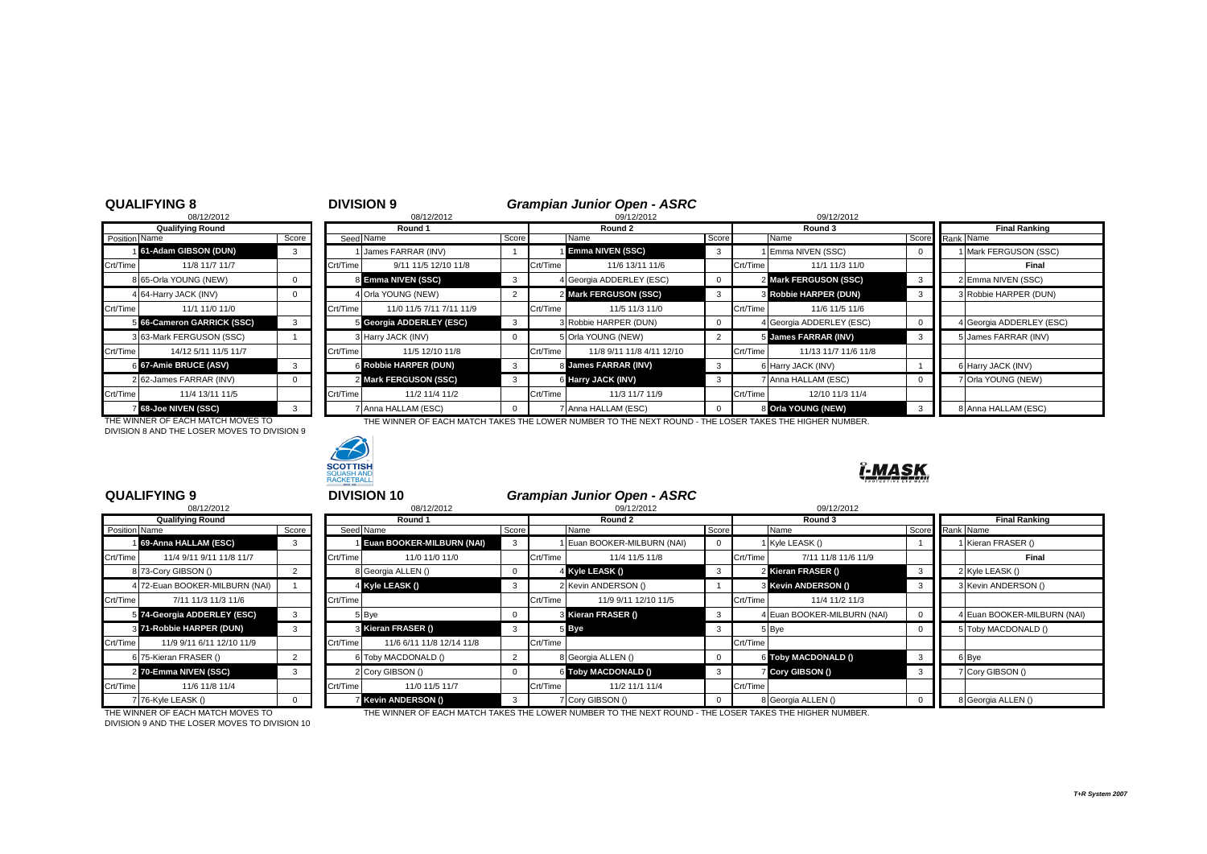## QUALIFYING 8

08/12/2012

| Qualifying Round | | |
|---|---|---|
| Position | Name | Score |
| 1 | 61-Adam GIBSON (DUN) | 3 |
| Crt/Time | 11/8 11/7 11/7 | |
| 8 | 65-Orla YOUNG (NEW) | 0 |
| 4 | 64-Harry JACK (INV) | 0 |
| Crt/Time | 11/1 11/0 11/0 | |
| 5 | 66-Cameron GARRICK (SSC) | 3 |
| 3 | 63-Mark FERGUSON (SSC) | 1 |
| Crt/Time | 14/12 5/11 11/5 11/7 | |
| 6 | 67-Amie BRUCE (ASV) | 3 |
| 2 | 62-James FARRAR (INV) | 0 |
| Crt/Time | 11/4 13/11 11/5 | |
| 7 | 68-Joe NIVEN (SSC) | 3 |

THE WINNER OF EACH MATCH MOVES TO DIVISION 8 AND THE LOSER MOVES TO DIVISION 9

## DIVISION 9 — *Grampian Junior Open - ASRC*

| Round 1 (08/12/2012) | | | Round 2 (09/12/2012) | | | Round 3 (09/12/2012) | | | Final Ranking | |
|---|---|---|---|---|---|---|---|---|---|---|
| Seed | Name | Score | | Name | Score | | Name | Score | Rank | Name |
| 1 | James FARRAR (INV) | 1 | 1 | Emma NIVEN (SSC) | 3 | 1 | Emma NIVEN (SSC) | 0 | 1 | Mark FERGUSON (SSC) |
| Crt/Time | 9/11 11/5 12/10 11/8 | | Crt/Time | 11/6 13/11 11/6 | | Crt/Time | 11/1 11/3 11/0 | | | Final |
| 8 | Emma NIVEN (SSC) | 3 | 4 | Georgia ADDERLEY (ESC) | 0 | 2 | Mark FERGUSON (SSC) | 3 | 2 | Emma NIVEN (SSC) |
| 4 | Orla YOUNG (NEW) | 2 | 2 | Mark FERGUSON (SSC) | 3 | 3 | Robbie HARPER (DUN) | 3 | 3 | Robbie HARPER (DUN) |
| Crt/Time | 11/0 11/5 7/11 7/11 11/9 | | Crt/Time | 11/5 11/3 11/0 | | Crt/Time | 11/6 11/5 11/6 | | | |
| 5 | Georgia ADDERLEY (ESC) | 3 | 3 | Robbie HARPER (DUN) | 0 | 4 | Georgia ADDERLEY (ESC) | 0 | 4 | Georgia ADDERLEY (ESC) |
| 3 | Harry JACK (INV) | 0 | 5 | Orla YOUNG (NEW) | 2 | 5 | James FARRAR (INV) | 3 | 5 | James FARRAR (INV) |
| Crt/Time | 11/5 12/10 11/8 | | Crt/Time | 11/8 9/11 11/8 4/11 12/10 | | Crt/Time | 11/13 11/7 11/6 11/8 | | | |
| 6 | Robbie HARPER (DUN) | 3 | 8 | James FARRAR (INV) | 3 | 6 | Harry JACK (INV) | 1 | 6 | Harry JACK (INV) |
| 2 | Mark FERGUSON (SSC) | 3 | 6 | Harry JACK (INV) | 3 | 7 | Anna HALLAM (ESC) | 0 | 7 | Orla YOUNG (NEW) |
| Crt/Time | 11/2 11/4 11/2 | | Crt/Time | 11/3 11/7 11/9 | | Crt/Time | 12/10 11/3 11/4 | | | |
| 7 | Anna HALLAM (ESC) | 0 | 7 | Anna HALLAM (ESC) | 0 | 8 | Orla YOUNG (NEW) | 3 | 8 | Anna HALLAM (ESC) |

THE WINNER OF EACH MATCH TAKES THE LOWER NUMBER TO THE NEXT ROUND - THE LOSER TAKES THE HIGHER NUMBER.

## QUALIFYING 9

08/12/2012

| Qualifying Round | | |
|---|---|---|
| Position | Name | Score |
| 1 | 69-Anna HALLAM (ESC) | 3 |
| Crt/Time | 11/4 9/11 9/11 11/8 11/7 | |
| 8 | 73-Cory GIBSON () | 2 |
| 4 | 72-Euan BOOKER-MILBURN (NAI) | 1 |
| Crt/Time | 7/11 11/3 11/3 11/6 | |
| 5 | 74-Georgia ADDERLEY (ESC) | 3 |
| 3 | 71-Robbie HARPER (DUN) | 3 |
| Crt/Time | 11/9 9/11 6/11 12/10 11/9 | |
| 6 | 75-Kieran FRASER () | 2 |
| 2 | 70-Emma NIVEN (SSC) | 3 |
| Crt/Time | 11/6 11/8 11/4 | |
| 7 | 76-Kyle LEASK () | 0 |

THE WINNER OF EACH MATCH MOVES TO DIVISION 9 AND THE LOSER MOVES TO DIVISION 10

## DIVISION 10 — *Grampian Junior Open - ASRC*

| Round 1 (08/12/2012) | | | Round 2 (09/12/2012) | | | Round 3 (09/12/2012) | | | Final Ranking | |
|---|---|---|---|---|---|---|---|---|---|---|
| Seed | Name | Score | | Name | Score | | Name | Score | Rank | Name |
| 1 | Euan BOOKER-MILBURN (NAI) | 3 | 1 | Euan BOOKER-MILBURN (NAI) | 0 | 1 | Kyle LEASK () | 1 | 1 | Kieran FRASER () |
| Crt/Time | 11/0 11/0 11/0 | | Crt/Time | 11/4 11/5 11/8 | | Crt/Time | 7/11 11/8 11/6 11/9 | | | Final |
| 8 | Georgia ALLEN () | 0 | 4 | Kyle LEASK () | 3 | 2 | Kieran FRASER () | 3 | 2 | Kyle LEASK () |
| 4 | Kyle LEASK () | 3 | 2 | Kevin ANDERSON () | 1 | 3 | Kevin ANDERSON () | 3 | 3 | Kevin ANDERSON () |
| Crt/Time | | | Crt/Time | 11/9 9/11 12/10 11/5 | | Crt/Time | 11/4 11/2 11/3 | | | |
| 5 | Bye | 0 | 3 | Kieran FRASER () | 3 | 4 | Euan BOOKER-MILBURN (NAI) | 0 | 4 | Euan BOOKER-MILBURN (NAI) |
| 3 | Kieran FRASER () | 3 | 5 | Bye | 3 | 5 | Bye | 0 | 5 | Toby MACDONALD () |
| Crt/Time | 11/6 6/11 11/8 12/14 11/8 | | Crt/Time | | | Crt/Time | | | | |
| 6 | Toby MACDONALD () | 2 | 8 | Georgia ALLEN () | 0 | 6 | Toby MACDONALD () | 3 | 6 | Bye |
| 2 | Cory GIBSON () | 0 | 6 | Toby MACDONALD () | 3 | 7 | Cory GIBSON () | 3 | 7 | Cory GIBSON () |
| Crt/Time | 11/0 11/5 11/7 | | Crt/Time | 11/2 11/1 11/4 | | Crt/Time | | | | |
| 7 | Kevin ANDERSON () | 3 | 7 | Cory GIBSON () | 0 | 8 | Georgia ALLEN () | 0 | 8 | Georgia ALLEN () |

THE WINNER OF EACH MATCH TAKES THE LOWER NUMBER TO THE NEXT ROUND - THE LOSER TAKES THE HIGHER NUMBER.

*T+R System 2007*